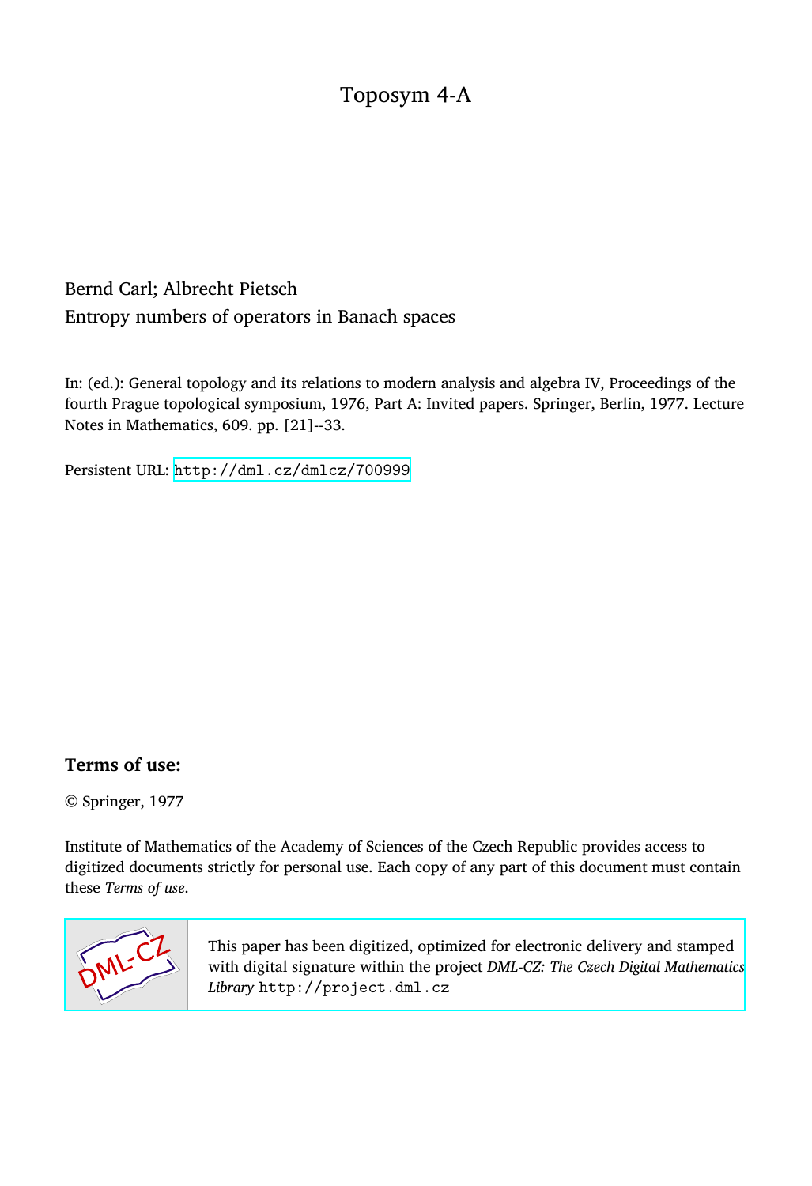# Toposym 4-A

Bernd Carl; Albrecht Pietsch

Entropy numbers of operators in Banach spaces

In: (ed.): General topology and its relations to modern analysis and algebra IV, Proceedings of the fourth Prague topological symposium, 1976, Part A: Invited papers. Springer, Berlin, 1977. Lecture Notes in Mathematics, 609. pp. [21]--33.

Persistent URL: http://dml.cz/dmlcz/700999

## Terms of use:

© Springer, 1977

Institute of Mathematics of the Academy of Sciences of the Czech Republic provides access to digitized documents strictly for personal use. Each copy of any part of this document must contain these *Terms of use*.

This paper has been digitized, optimized for electronic delivery and stamped with digital signature within the project *DML-CZ: The Czech Digital Mathematics Library* http://project.dml.cz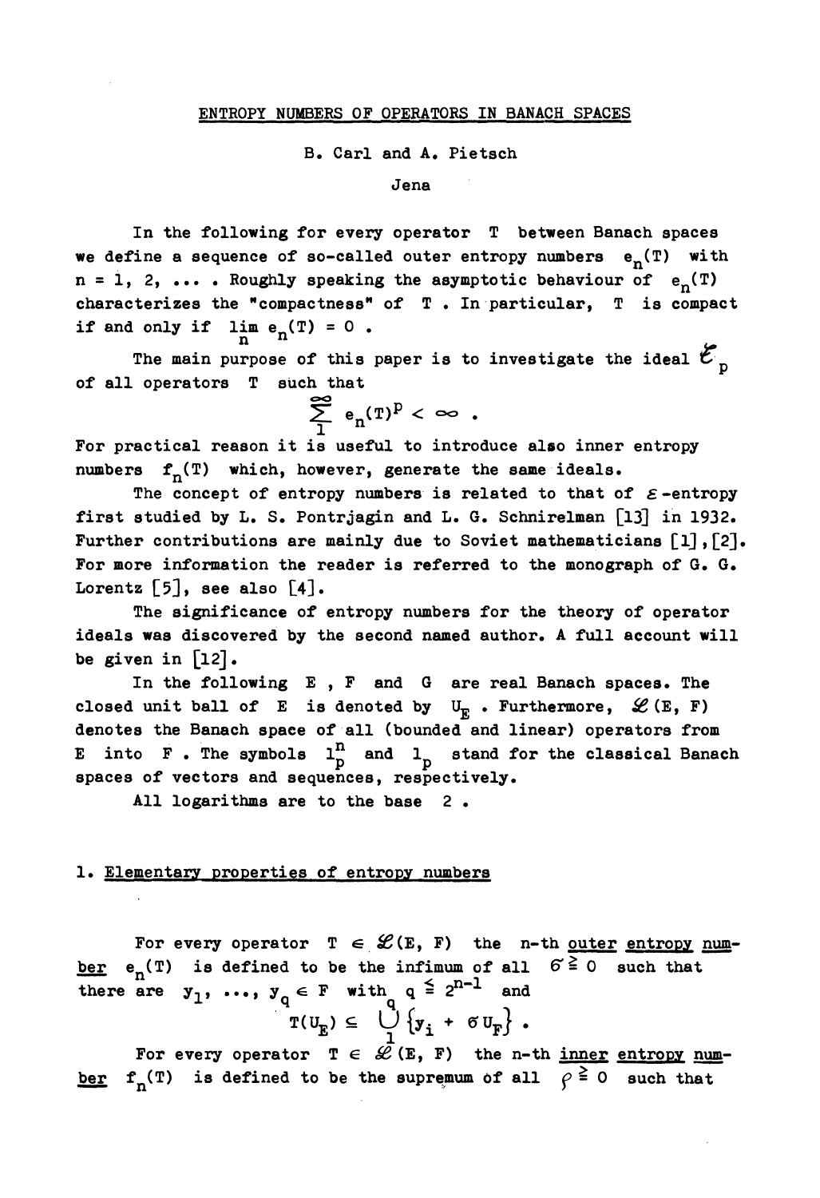ENTROPY NUMBERS OF OPERATORS IN BANACH SPACES

B. Carl and A. Pietsch

Jena

In the following for every operator $T$ between Banach spaces we define a sequence of so-called outer entropy numbers $e_n(T)$ with $n = 1, 2, \ldots$ . Roughly speaking the asymptotic behaviour of $e_n(T)$ characterizes the "compactness" of $T$ . In particular, $T$ is compact if and only if $\lim_n e_n(T) = 0$ .

The main purpose of this paper is to investigate the ideal $\mathcal{E}_p$ of all operators $T$ such that

$$\sum_1^\infty e_n(T)^p < \infty .$$

For practical reason it is useful to introduce also inner entropy numbers $f_n(T)$ which, however, generate the same ideals.

The concept of entropy numbers is related to that of $\varepsilon$-entropy first studied by L. S. Pontrjagin and L. G. Schnirelman [13] in 1932. Further contributions are mainly due to Soviet mathematicians [1], [2]. For more information the reader is referred to the monograph of G. G. Lorentz [5], see also [4].

The significance of entropy numbers for the theory of operator ideals was discovered by the second named author. A full account will be given in [12].

In the following $E$ , $F$ and $G$ are real Banach spaces. The closed unit ball of $E$ is denoted by $U_E$ . Furthermore, $\mathcal{L}(E, F)$ denotes the Banach space of all (bounded and linear) operators from $E$ into $F$ . The symbols $l_p^n$ and $l_p$ stand for the classical Banach spaces of vectors and sequences, respectively.

All logarithms are to the base 2 .

## 1. Elementary properties of entropy numbers

For every operator $T \in \mathcal{L}(E, F)$ the n-th <u>outer entropy number</u> $e_n(T)$ is defined to be the infimum of all $\sigma \geq 0$ such that there are $y_1, \ldots, y_q \in F$ with $q \leq 2^{n-1}$ and

$$T(U_E) \subseteq \bigcup_1^q \{y_i + \sigma U_F\} .$$

For every operator $T \in \mathcal{L}(E, F)$ the n-th <u>inner entropy number</u> $f_n(T)$ is defined to be the supremum of all $\rho \geq 0$ such that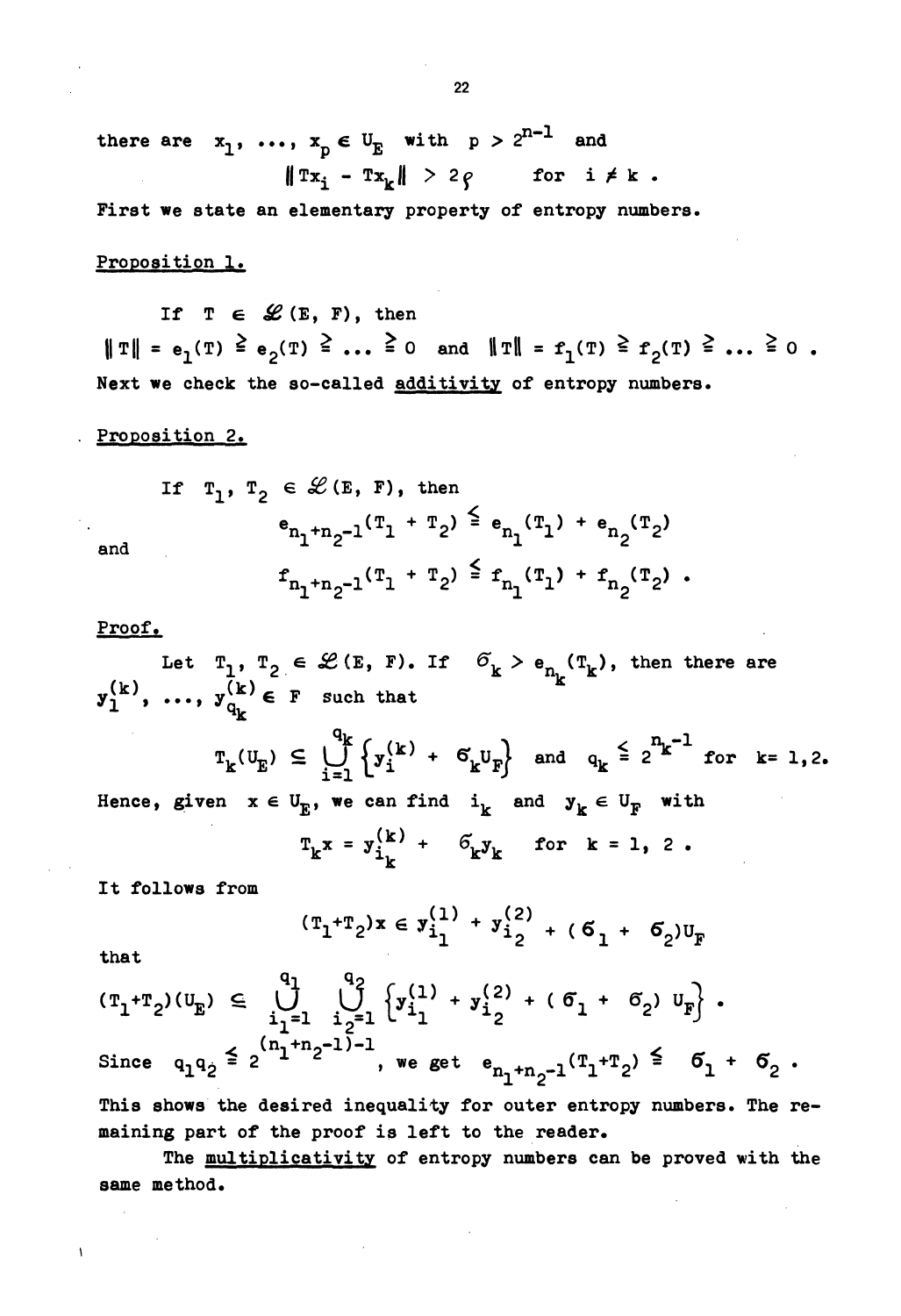there are $x_1, \ldots, x_p \in U_E$ with $p > 2^{n-1}$ and

$$\|Tx_i - Tx_k\| > 2\varrho \qquad \text{for } i \neq k .$$

First we state an elementary property of entropy numbers.

Proposition 1.

If $T \in \mathscr{L}(E, F)$, then

$\|T\| = e_1(T) \geqq e_2(T) \geqq \ldots \geqq 0$ and $\|T\| = f_1(T) \geqq f_2(T) \geqq \ldots \geqq 0$ .

Next we check the so-called additivity of entropy numbers.

Proposition 2.

If $T_1, T_2 \in \mathscr{L}(E, F)$, then

$$e_{n_1+n_2-1}(T_1 + T_2) \leqq e_{n_1}(T_1) + e_{n_2}(T_2)$$

and

$$f_{n_1+n_2-1}(T_1 + T_2) \leqq f_{n_1}(T_1) + f_{n_2}(T_2) .$$

Proof.

Let $T_1, T_2 \in \mathscr{L}(E, F)$. If $\sigma_k > e_{n_k}(T_k)$, then there are $y_1^{(k)}, \ldots, y_{q_k}^{(k)} \in F$ such that

$$T_k(U_E) \subseteq \bigcup_{i=1}^{q_k} \left\{ y_i^{(k)} + \sigma_k U_F \right\} \quad \text{and} \quad q_k \leqq 2^{n_k - 1} \quad \text{for } k = 1, 2.$$

Hence, given $x \in U_E$, we can find $i_k$ and $y_k \in U_F$ with

$$T_k x = y_{i_k}^{(k)} + \sigma_k y_k \quad \text{for } k = 1, 2 .$$

It follows from

$$(T_1 + T_2)x \in y_{i_1}^{(1)} + y_{i_2}^{(2)} + (\sigma_1 + \sigma_2)U_F$$

that

$$(T_1 + T_2)(U_E) \subseteq \bigcup_{i_1=1}^{q_1} \bigcup_{i_2=1}^{q_2} \left\{ y_{i_1}^{(1)} + y_{i_2}^{(2)} + (\sigma_1 + \sigma_2) U_F \right\} .$$

Since $q_1 q_2 \leqq 2^{(n_1+n_2-1)-1}$, we get $e_{n_1+n_2-1}(T_1+T_2) \leqq \sigma_1 + \sigma_2$ .

This shows the desired inequality for outer entropy numbers. The remaining part of the proof is left to the reader.

The multiplicativity of entropy numbers can be proved with the same method.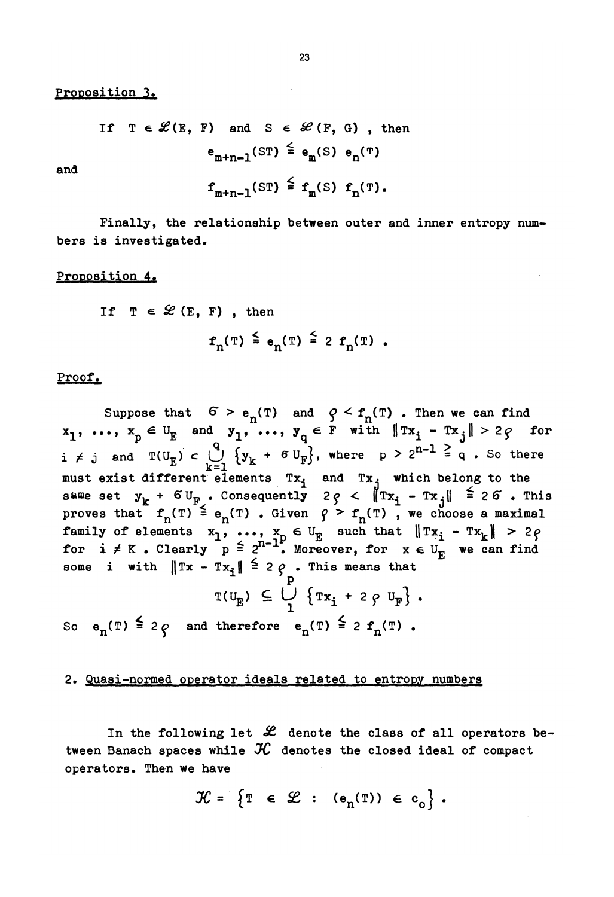Proposition 3.

If $T \in \mathcal{L}(E, F)$ and $S \in \mathcal{L}(F, G)$, then

$$e_{m+n-1}(ST) \leq e_m(S)\, e_n(T)$$

and

$$f_{m+n-1}(ST) \leq f_m(S)\, f_n(T).$$

Finally, the relationship between outer and inner entropy numbers is investigated.

Proposition 4.

If $T \in \mathcal{L}(E, F)$, then

$$f_n(T) \leq e_n(T) \leq 2\, f_n(T)\, .$$

Proof.

Suppose that $\sigma > e_n(T)$ and $\rho < f_n(T)$. Then we can find $x_1, \ldots, x_p \in U_E$ and $y_1, \ldots, y_q \in F$ with $\|Tx_i - Tx_j\| > 2\rho$ for $i \neq j$ and $T(U_E) \subset \bigcup_{k=1}^{q} \{y_k + \sigma U_F\}$, where $p > 2^{n-1} \geq q$. So there must exist different elements $Tx_i$ and $Tx_j$ which belong to the same set $y_k + \sigma U_F$. Consequently $2\rho < \|Tx_i - Tx_j\| \leq 2\sigma$. This proves that $f_n(T) \leq e_n(T)$. Given $\rho > f_n(T)$, we choose a maximal family of elements $x_1, \ldots, x_p \in U_E$ such that $\|Tx_i - Tx_k\| > 2\rho$ for $i \neq K$. Clearly $p \leq 2^{n-1}$. Moreover, for $x \in U_E$ we can find some $i$ with $\|Tx - Tx_i\| \leq 2\rho$. This means that

$$T(U_E) \subseteq \bigcup_{1}^{p} \{Tx_i + 2\rho\, U_F\}\, .$$

So $e_n(T) \leq 2\rho$ and therefore $e_n(T) \leq 2\, f_n(T)$.

## 2. Quasi-normed operator ideals related to entropy numbers

In the following let $\mathcal{L}$ denote the class of all operators between Banach spaces while $\mathcal{K}$ denotes the closed ideal of compact operators. Then we have

$$\mathcal{K} = \{T \in \mathcal{L} : (e_n(T)) \in c_o\}\, .$$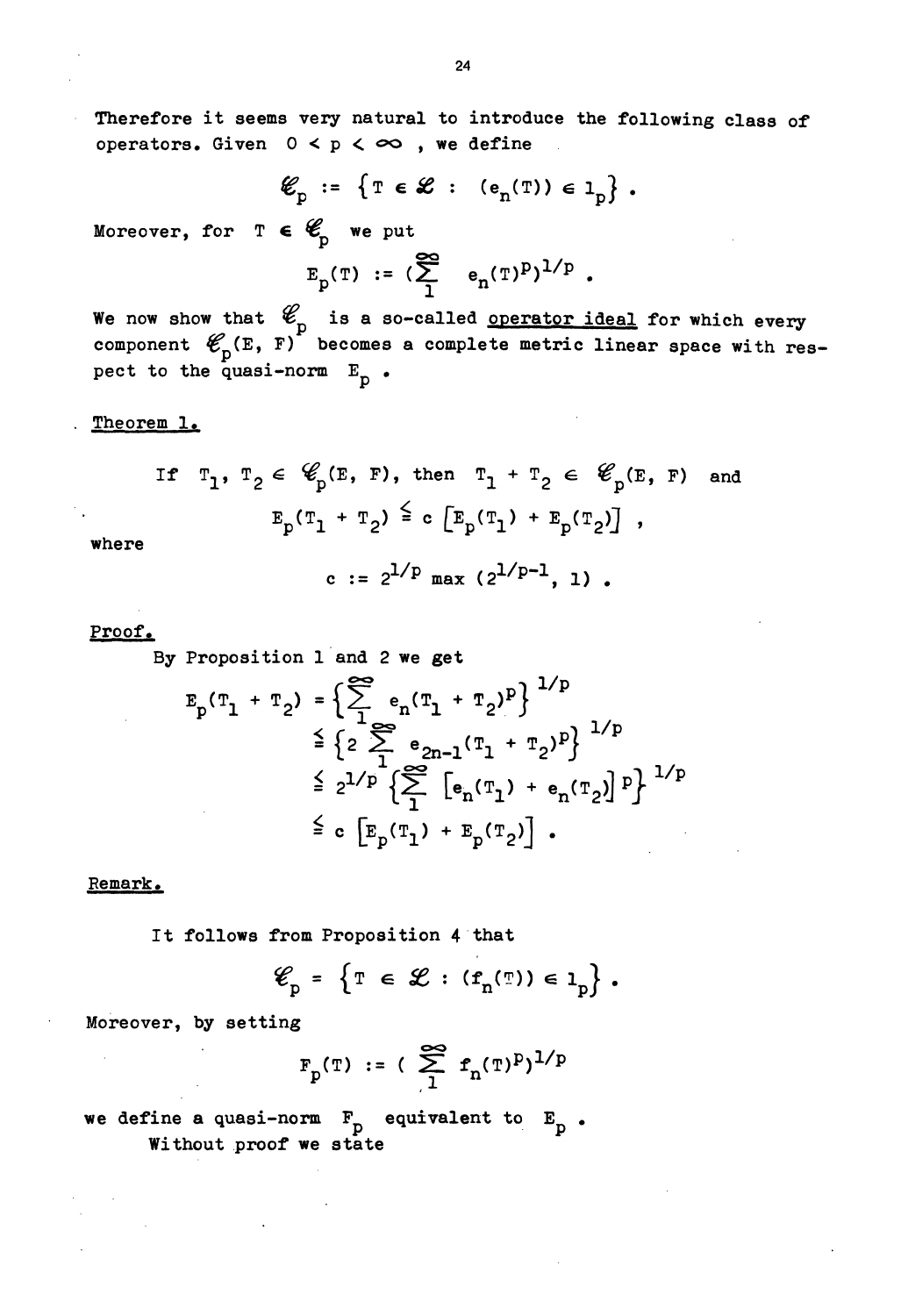Therefore it seems very natural to introduce the following class of operators. Given $0 < p < \infty$, we define

$$\mathscr{E}_p := \{T \in \mathscr{L} : (e_n(T)) \in l_p\}.$$

Moreover, for $T \in \mathscr{E}_p$ we put

$$E_p(T) := (\sum_1^\infty e_n(T)^p)^{1/p}.$$

We now show that $\mathscr{E}_p$ is a so-called <u>operator ideal</u> for which every component $\mathscr{E}_p(E, F)$ becomes a complete metric linear space with respect to the quasi-norm $E_p$.

<u>Theorem 1.</u>

If $T_1, T_2 \in \mathscr{E}_p(E, F)$, then $T_1 + T_2 \in \mathscr{E}_p(E, F)$ and

$$E_p(T_1 + T_2) \leqq c\,[E_p(T_1) + E_p(T_2)],$$

where

$$c := 2^{1/p} \max (2^{1/p-1}, 1).$$

<u>Proof.</u>

By Proposition 1 and 2 we get

$$\begin{aligned}
E_p(T_1 + T_2) &= \left\{\sum_1^\infty e_n(T_1 + T_2)^p\right\}^{1/p} \\
&\leqq \left\{2 \sum_1^\infty e_{2n-1}(T_1 + T_2)^p\right\}^{1/p} \\
&\leqq 2^{1/p} \left\{\sum_1^\infty [e_n(T_1) + e_n(T_2)]^p\right\}^{1/p} \\
&\leqq c\,[E_p(T_1) + E_p(T_2)].
\end{aligned}$$

<u>Remark.</u>

It follows from Proposition 4 that

$$\mathscr{E}_p = \{T \in \mathscr{L} : (f_n(T)) \in l_p\}.$$

Moreover, by setting

$$F_p(T) := (\sum_1^\infty f_n(T)^p)^{1/p}$$

we define a quasi-norm $F_p$ equivalent to $E_p$.

Without proof we state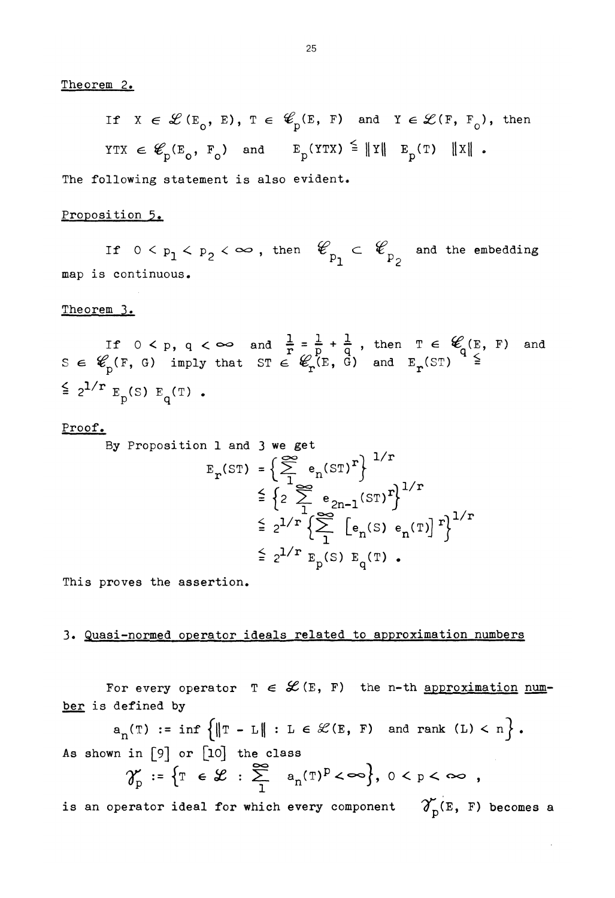Theorem 2.

If $X \in \mathscr{L}(E_o, E)$, $T \in \mathscr{E}_p(E, F)$ and $Y \in \mathscr{L}(F, F_o)$, then $YTX \in \mathscr{E}_p(E_o, F_o)$ and $E_p(YTX) \leqq \|Y\| \; E_p(T) \; \|X\|$.

The following statement is also evident.

Proposition 5.

If $0 < p_1 < p_2 < \infty$, then $\mathscr{E}_{p_1} \subset \mathscr{E}_{p_2}$ and the embedding map is continuous.

Theorem 3.

If $0 < p, q < \infty$ and $\frac{1}{r} = \frac{1}{p} + \frac{1}{q}$, then $T \in \mathscr{E}_q(E, F)$ and $S \in \mathscr{E}_p(F, G)$ imply that $ST \in \mathscr{E}_r(E, G)$ and $E_r(ST) \leqq 2^{1/r} E_p(S) E_q(T)$.

Proof.

By Proposition 1 and 3 we get

$$
\begin{aligned}
E_r(ST) &= \left\{ \sum_1^{\infty} e_n(ST)^r \right\}^{1/r} \\
&\leqq \left\{ 2 \sum_1^{\infty} e_{2n-1}(ST)^r \right\}^{1/r} \\
&\leqq 2^{1/r} \left\{ \sum_1^{\infty} \left[ e_n(S)\, e_n(T) \right]^r \right\}^{1/r} \\
&\leqq 2^{1/r} E_p(S) E_q(T) .
\end{aligned}
$$

This proves the assertion.

## 3. Quasi-normed operator ideals related to approximation numbers

For every operator $T \in \mathscr{L}(E, F)$ the n-th approximation number is defined by

$$a_n(T) := \inf \left\{ \|T - L\| : L \in \mathscr{L}(E, F) \text{ and } \operatorname{rank}(L) < n \right\} .$$

As shown in [9] or [10] the class

$$\mathscr{S}_p := \left\{ T \in \mathscr{L} : \sum_1^{\infty} a_n(T)^p < \infty \right\}, \; 0 < p < \infty ,$$

is an operator ideal for which every component $\mathscr{S}_p(E, F)$ becomes a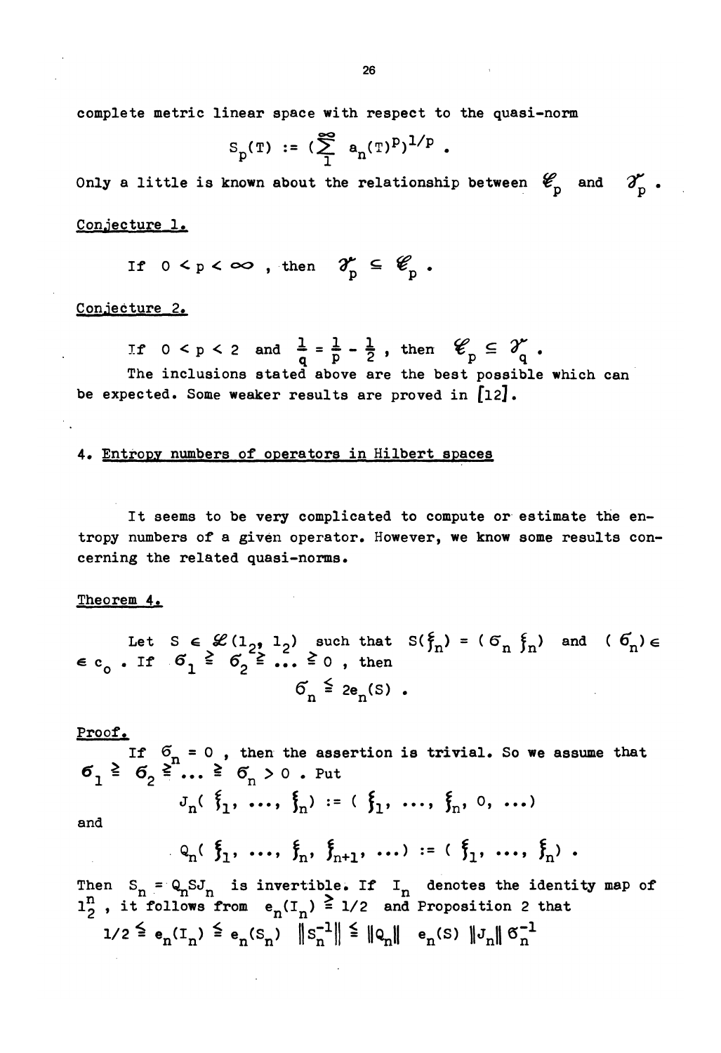complete metric linear space with respect to the quasi-norm

$$S_p(T) := (\sum_1^\infty a_n(T)^p)^{1/p} .$$

Only a little is known about the relationship between $\mathscr{E}_p$ and $\mathscr{S}_p$ .

Conjecture 1.

If $0 < p < \infty$ , then $\mathscr{S}_p \subseteq \mathscr{E}_p$ .

Conjecture 2.

If $0 < p < 2$ and $\frac{1}{q} = \frac{1}{p} - \frac{1}{2}$ , then $\mathscr{E}_p \subseteq \mathscr{S}_q$ .

The inclusions stated above are the best possible which can be expected. Some weaker results are proved in [12].

## 4. Entropy numbers of operators in Hilbert spaces

It seems to be very complicated to compute or estimate the entropy numbers of a given operator. However, we know some results concerning the related quasi-norms.

Theorem 4.

Let $S \in \mathscr{L}(l_2, l_2)$ such that $S(\xi_n) = (\sigma_n \xi_n)$ and $(\sigma_n) \in c_0$ . If $\sigma_1 \geqq \sigma_2 \geqq \ldots \geqq 0$ , then

$$\sigma_n \leqq 2e_n(S) .$$

Proof.

If $\sigma_n = 0$ , then the assertion is trivial. So we assume that $\sigma_1 \geqq \sigma_2 \geqq \ldots \geqq \sigma_n > 0$ . Put

$$J_n(\xi_1, \ldots, \xi_n) := (\xi_1, \ldots, \xi_n, 0, \ldots)$$

and

$$Q_n(\xi_1, \ldots, \xi_n, \xi_{n+1}, \ldots) := (\xi_1, \ldots, \xi_n) .$$

Then $S_n = Q_n S J_n$ is invertible. If $I_n$ denotes the identity map of $l_2^n$ , it follows from $e_n(I_n) \geqq 1/2$ and Proposition 2 that

$$1/2 \leqq e_n(I_n) \leqq e_n(S_n) \ \|S_n^{-1}\| \leqq \|Q_n\| \ e_n(S) \ \|J_n\| \ \sigma_n^{-1}$$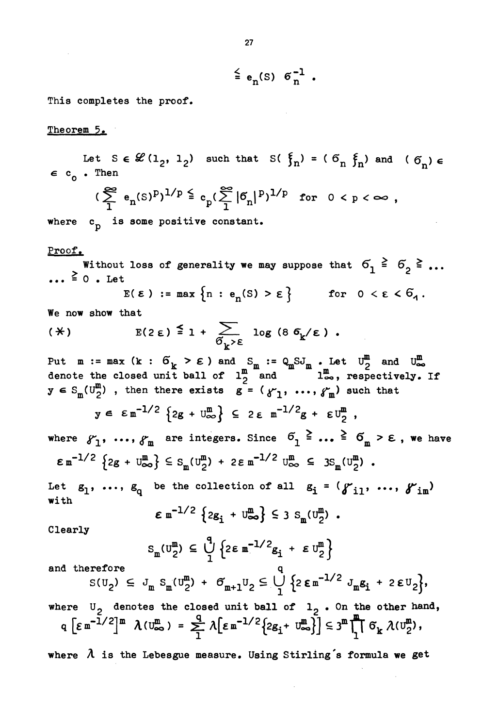$$\leq e_n(S)\ \sigma_n^{-1} .$$

This completes the proof.

Theorem 5.

Let $S \in \mathscr{L}(l_2, l_2)$ such that $S(\xi_n) = (\sigma_n \xi_n)$ and $(\sigma_n) \in c_0$. Then

$$\Big(\sum_1^\infty e_n(S)^p\Big)^{1/p} \leq c_p \Big(\sum_1^\infty |\sigma_n|^p\Big)^{1/p} \quad \text{for } 0 < p < \infty ,$$

where $c_p$ is some positive constant.

Proof.

Without loss of generality we may suppose that $\sigma_1 \geq \sigma_2 \geq \ldots \geq 0$. Let

$$E(\varepsilon) := \max\{n : e_n(S) > \varepsilon\} \qquad \text{for } 0 < \varepsilon < \sigma_1 .$$

We now show that

$$(*) \qquad E(2\varepsilon) \leq 1 + \sum_{\sigma_k > \varepsilon} \log(8\sigma_k/\varepsilon) .$$

Put $m := \max(k : \sigma_k > \varepsilon)$ and $S_m := Q_m S J_m$. Let $U_2^m$ and $U_\infty^m$ denote the closed unit ball of $l_2^m$ and $l_\infty^m$, respectively. If $y \in S_m(U_2^m)$, then there exists $g = (\gamma_1, \ldots, \gamma_m)$ such that

$$y \in \varepsilon m^{-1/2}\{2g + U_\infty^m\} \subseteq 2\varepsilon\, m^{-1/2} g + \varepsilon U_2^m ,$$

where $\gamma_1, \ldots, \gamma_m$ are integers. Since $\sigma_1 \geq \ldots \geq \sigma_m > \varepsilon$, we have

$$\varepsilon m^{-1/2}\{2g + U_\infty^m\} \subseteq S_m(U_2^m) + 2\varepsilon m^{-1/2} U_\infty^m \subseteq 3S_m(U_2^m) .$$

Let $g_1, \ldots, g_q$ be the collection of all $g_i = (\gamma_{i1}, \ldots, \gamma_{im})$ with

$$\varepsilon m^{-1/2}\{2g_i + U_\infty^m\} \subseteq 3\, S_m(U_2^m) .$$

Clearly

$$S_m(U_2^m) \subseteq \bigcup_1^q \{2\varepsilon\, m^{-1/2} g_i + \varepsilon\, U_2^m\}$$

and therefore

$$S(U_2) \subseteq J_m\, S_m(U_2^m) + \sigma_{m+1} U_2 \subseteq \bigcup_1^q \{2\varepsilon m^{-1/2} J_m g_i + 2\varepsilon U_2\},$$

where $U_2$ denotes the closed unit ball of $l_2$. On the other hand,

$$q\,[\varepsilon m^{-1/2}]^m\ \lambda(U_\infty^m) = \sum_1^q \lambda\big[\varepsilon m^{-1/2}\{2g_i + U_\infty^m\}\big] \leq 3^m \prod_1^m \sigma_k\, \lambda(U_2^m),$$

where $\lambda$ is the Lebesgue measure. Using Stirling's formula we get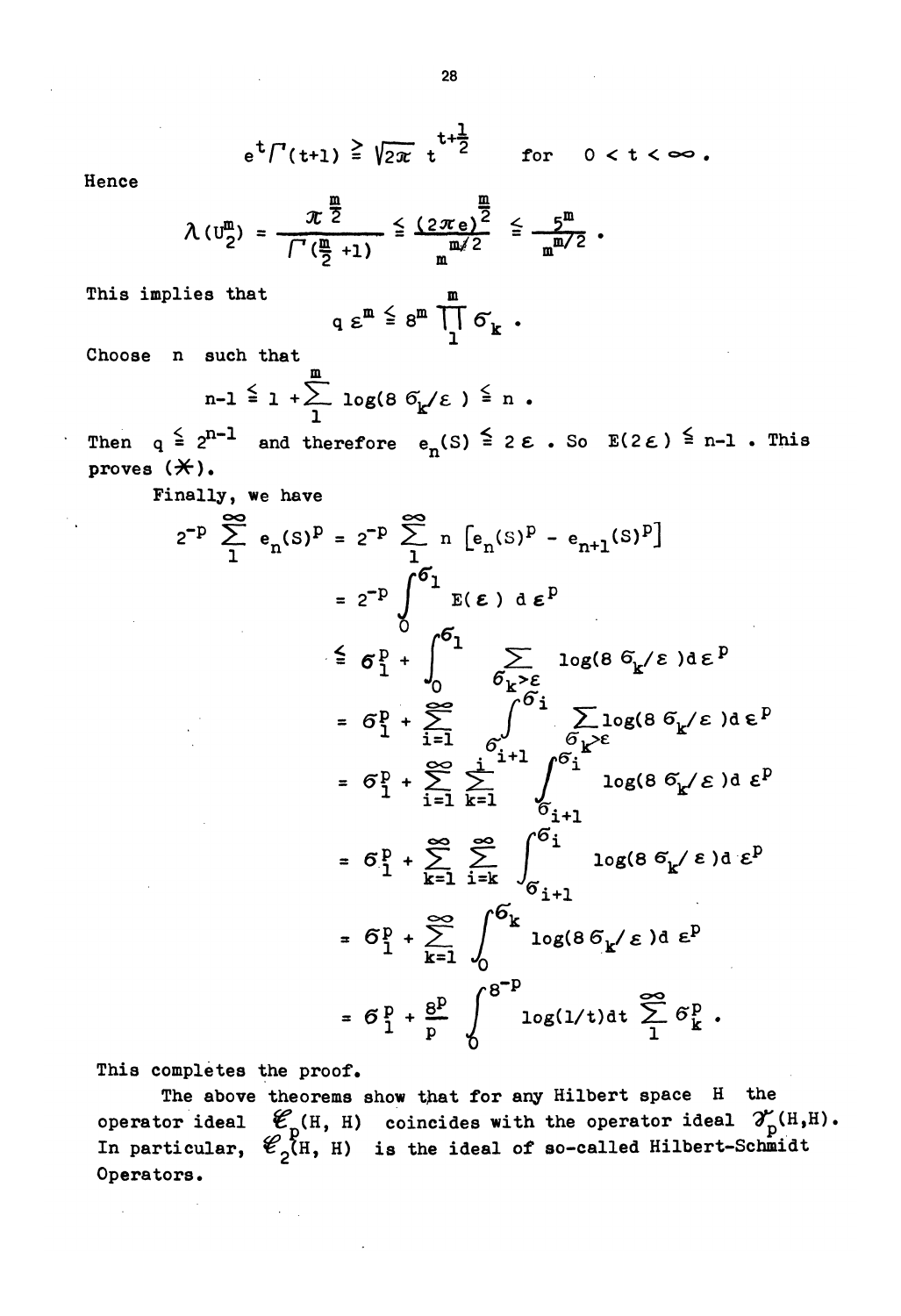$$e^t \Gamma(t+1) \geq \sqrt{2\pi}\; t^{t+\frac{1}{2}} \qquad \text{for} \quad 0 < t < \infty .$$

Hence

$$\lambda(U_2^m) = \frac{\pi^{\frac{m}{2}}}{\Gamma(\frac{m}{2}+1)} \leq \frac{(2\pi e)^{\frac{m}{2}}}{m^{m/2}} \leq \frac{5^m}{m^{m/2}} .$$

This implies that

$$q\, \varepsilon^m \leq 8^m \prod_1^m \sigma_k .$$

Choose $n$ such that

$$n-1 \leq 1 + \sum_1^m \log(8\, \sigma_k/\varepsilon) \leq n .$$

Then $q \leq 2^{n-1}$ and therefore $e_n(S) \leq 2\varepsilon$. So $E(2\varepsilon) \leq n-1$. This proves (*).

Finally, we have

$$\begin{aligned}
2^{-p} \sum_1^\infty e_n(S)^p &= 2^{-p} \sum_1^\infty n \left[e_n(S)^p - e_{n+1}(S)^p\right] \\
&= 2^{-p} \int_0^{\sigma_1} E(\varepsilon)\, d\varepsilon^p \\
&\leq \sigma_1^p + \int_0^{\sigma_1} \sum_{\sigma_k > \varepsilon} \log(8\, \sigma_k/\varepsilon)\, d\varepsilon^p \\
&= \sigma_1^p + \sum_{i=1}^\infty \int_{\sigma_{i+1}}^{\sigma_i} \sum_{\sigma_k > \varepsilon} \log(8\, \sigma_k/\varepsilon)\, d\varepsilon^p \\
&= \sigma_1^p + \sum_{i=1}^\infty \sum_{k=1}^i \int_{\sigma_{i+1}}^{\sigma_i} \log(8\, \sigma_k/\varepsilon)\, d\varepsilon^p \\
&= \sigma_1^p + \sum_{k=1}^\infty \sum_{i=k}^\infty \int_{\sigma_{i+1}}^{\sigma_i} \log(8\, \sigma_k/\varepsilon)\, d\varepsilon^p \\
&= \sigma_1^p + \sum_{k=1}^\infty \int_0^{\sigma_k} \log(8\, \sigma_k/\varepsilon)\, d\varepsilon^p \\
&= \sigma_1^p + \frac{8^p}{p} \int_0^{8^{-p}} \log(1/t)\, dt \sum_1^\infty \sigma_k^p .
\end{aligned}$$

This completes the proof.

The above theorems show that for any Hilbert space $H$ the operator ideal $\mathscr{E}_p(H, H)$ coincides with the operator ideal $\mathscr{S}_p(H,H)$. In particular, $\mathscr{E}_2(H, H)$ is the ideal of so-called Hilbert-Schmidt Operators.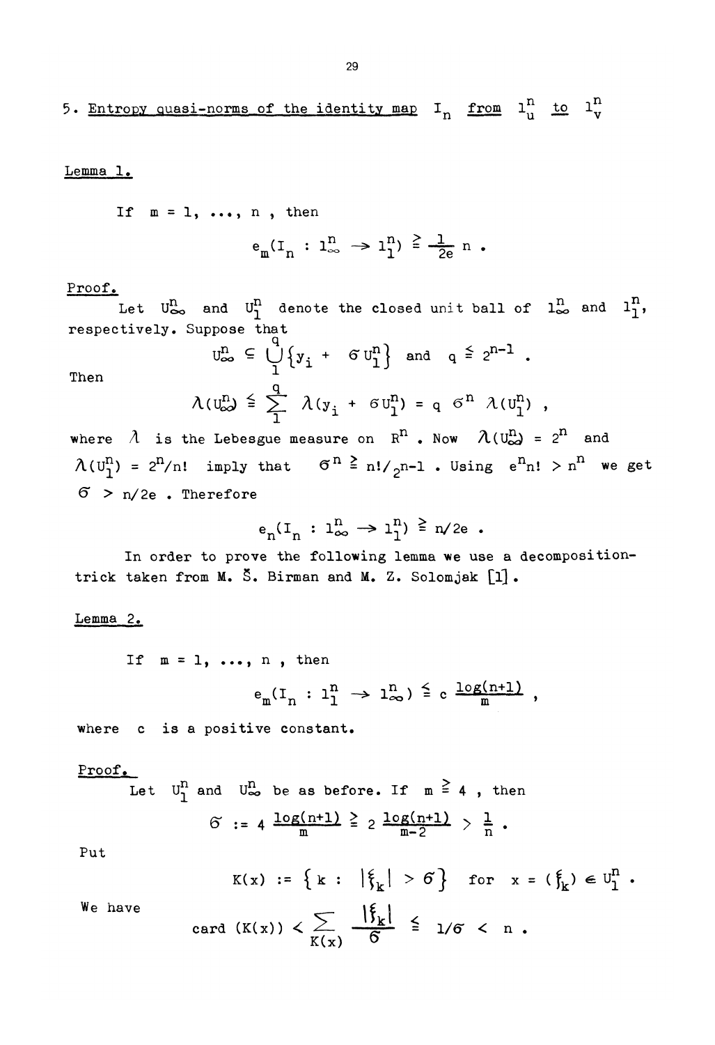## 5. Entropy quasi-norms of the identity map $I_n$ from $l_u^n$ to $l_v^n$

**Lemma 1.**

If $m = 1, \ldots, n$, then

$$e_m(I_n : l_\infty^n \to l_1^n) \geq \frac{1}{2e} n .$$

**Proof.**

Let $U_\infty^n$ and $U_1^n$ denote the closed unit ball of $l_\infty^n$ and $l_1^n$, respectively. Suppose that

$$U_\infty^n \subseteq \bigcup_1^q \{y_i + \sigma U_1^n\} \quad \text{and} \quad q \leq 2^{n-1} .$$

Then

$$\lambda(U_\infty^n) \leq \sum_1^q \lambda(y_i + \sigma U_1^n) = q\, \sigma^n \lambda(U_1^n) ,$$

where $\lambda$ is the Lebesgue measure on $R^n$. Now $\lambda(U_\infty^n) = 2^n$ and $\lambda(U_1^n) = 2^n/n!$ imply that $\sigma^n \geq n!/2^{n-1}$. Using $e^n n! > n^n$ we get $\sigma > n/2e$. Therefore

$$e_n(I_n : l_\infty^n \to l_1^n) \geq n/2e .$$

In order to prove the following lemma we use a decomposition-trick taken from M. Š. Birman and M. Z. Solomjak [1].

**Lemma 2.**

If $m = 1, \ldots, n$, then

$$e_m(I_n : l_1^n \to l_\infty^n) \leq c \frac{\log(n+1)}{m} ,$$

where $c$ is a positive constant.

**Proof.**

Let $U_1^n$ and $U_\infty^n$ be as before. If $m \geq 4$, then

$$\sigma := 4 \frac{\log(n+1)}{m} \geq 2 \frac{\log(n+1)}{m-2} > \frac{1}{n} .$$

Put

$$K(x) := \{ k : |\xi_k| > \sigma \} \quad \text{for} \quad x = (\xi_k) \in U_1^n .$$

We have

$$\operatorname{card}(K(x)) < \sum_{K(x)} \frac{|\xi_k|}{\sigma} \leq 1/\sigma < n .$$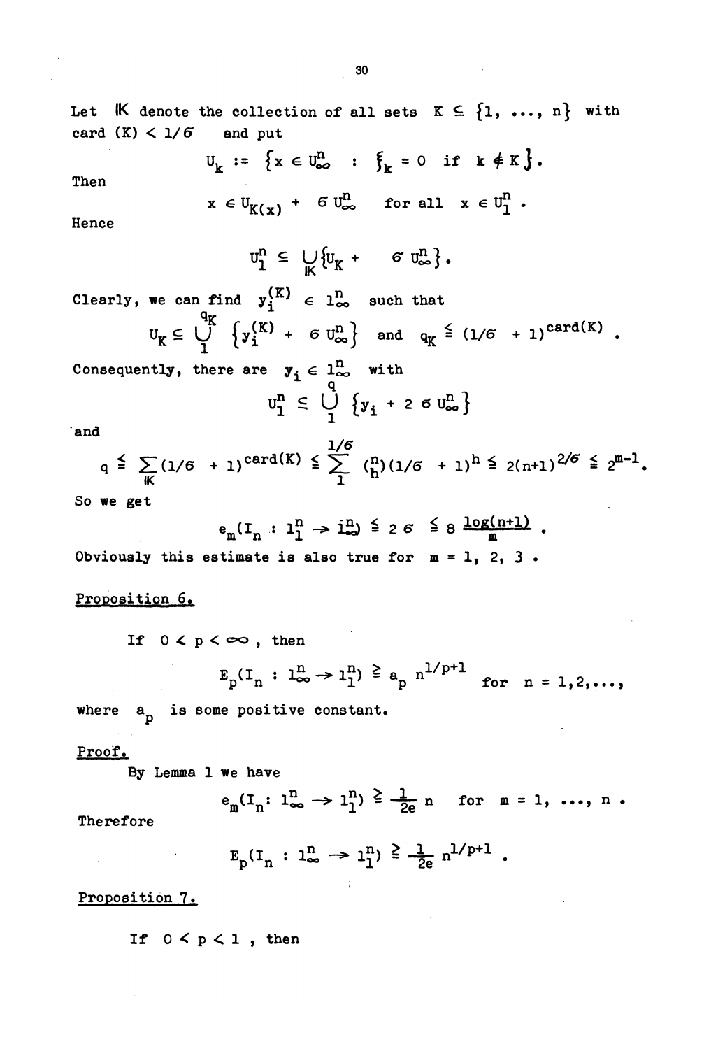Let $\mathbb{K}$ denote the collection of all sets $K \subseteq \{1, \ldots, n\}$ with $\mathrm{card}(K) < 1/\sigma$ and put

$$U_K := \{x \in U_\infty^n \; : \; \xi_k = 0 \text{ if } k \notin K\}.$$

Then

$$x \in U_{K(x)} + \sigma U_\infty^n \quad \text{for all } x \in U_1^n .$$

Hence

$$U_1^n \subseteq \bigcup_{\mathbb{K}} \{U_K + \sigma U_\infty^n\}.$$

Clearly, we can find $y_i^{(K)} \in l_\infty^n$ such that

$$U_K \subseteq \bigcup_1^{q_K} \{y_i^{(K)} + \sigma U_\infty^n\} \quad \text{and} \quad q_K \leqq (1/\sigma + 1)^{\mathrm{card}(K)} .$$

Consequently, there are $y_i \in l_\infty^n$ with

$$U_1^n \subseteq \bigcup_1^q \{y_i + 2\sigma U_\infty^n\}$$

and

$$q \leqq \sum_{\mathbb{K}} (1/\sigma + 1)^{\mathrm{card}(K)} \leqq \sum_1^{1/\sigma} \binom{n}{h} (1/\sigma + 1)^h \leqq 2(n+1)^{2/\sigma} \leqq 2^{m-1}.$$

So we get

$$e_m(I_n : l_1^n \to l_\infty^n) \leqq 2\sigma \leqq 8 \, \frac{\log(n+1)}{m} .$$

Obviously this estimate is also true for $m = 1, 2, 3$ .

<u>Proposition 6.</u>

If $0 < p < \infty$ , then

$$E_p(I_n : l_\infty^n \to l_1^n) \geqq a_p \, n^{1/p+1} \quad \text{for } n = 1,2,\ldots,$$

where $a_p$ is some positive constant.

<u>Proof.</u>

By Lemma 1 we have

$$e_m(I_n: l_\infty^n \to l_1^n) \geqq \frac{1}{2e} n \quad \text{for } m = 1, \ldots, n .$$

Therefore

$$E_p(I_n : l_\infty^n \to l_1^n) \geqq \frac{1}{2e} n^{1/p+1} .$$

<u>Proposition 7.</u>

If $0 < p < 1$ , then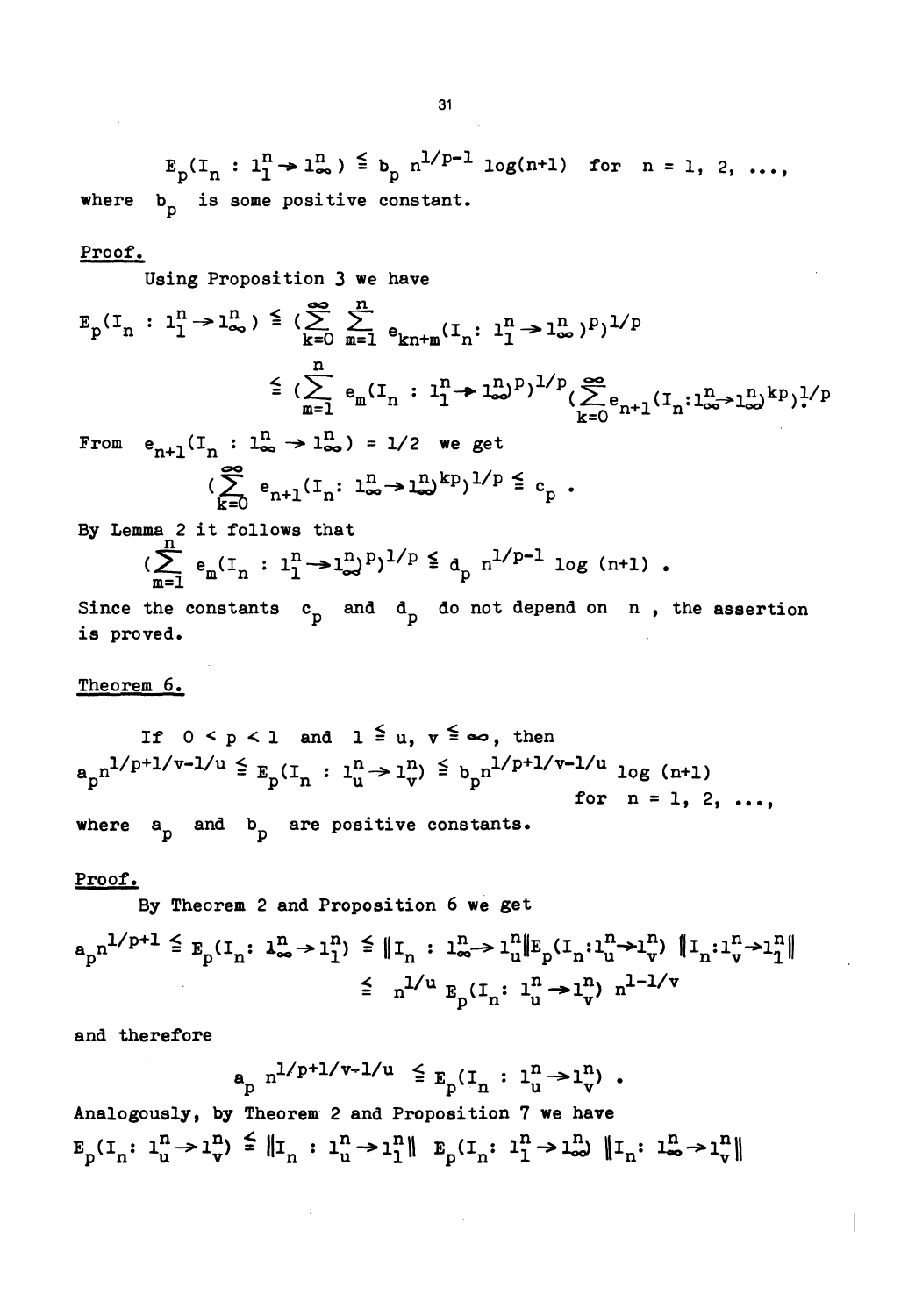$$E_p(I_n : l_1^n \to l_\infty^n) \leqq b_p\, n^{1/p-1} \log(n+1) \quad \text{for } n = 1, 2, \ldots,$$

where $b_p$ is some positive constant.

Proof.

Using Proposition 3 we have

$$E_p(I_n : l_1^n \to l_\infty^n) \leqq \Big(\sum_{k=0}^{\infty} \sum_{m=1}^{n} e_{kn+m}(I_n : l_1^n \to l_\infty^n)^p\Big)^{1/p}$$

$$\leqq \Big(\sum_{m=1}^{n} e_m(I_n : l_1^n \to l_\infty^n)^p\Big)^{1/p} \Big(\sum_{k=0}^{\infty} e_{n+1}(I_n : l_\infty^n \to l_\infty^n)^{kp}\Big)^{1/p}$$

From $e_{n+1}(I_n : l_\infty^n \to l_\infty^n) = 1/2$ we get

$$\Big(\sum_{k=0}^{\infty} e_{n+1}(I_n : l_\infty^n \to l_\infty^n)^{kp}\Big)^{1/p} \leqq c_p \,.$$

By Lemma 2 it follows that

$$\Big(\sum_{m=1}^{n} e_m(I_n : l_1^n \to l_\infty^n)^p\Big)^{1/p} \leqq d_p\, n^{1/p-1} \log(n+1) \,.$$

Since the constants $c_p$ and $d_p$ do not depend on $n$, the assertion is proved.

Theorem 6.

If $0 < p < 1$ and $1 \leqq u, v \leqq \infty$, then

$$a_p n^{1/p+1/v-1/u} \leqq E_p(I_n : l_u^n \to l_v^n) \leqq b_p n^{1/p+1/v-1/u} \log(n+1) \quad \text{for } n = 1, 2, \ldots,$$

where $a_p$ and $b_p$ are positive constants.

Proof.

By Theorem 2 and Proposition 6 we get

$$a_p n^{1/p+1} \leqq E_p(I_n : l_\infty^n \to l_1^n) \leqq \|I_n : l_\infty^n \to l_u^n\| E_p(I_n : l_u^n \to l_v^n)\, \|I_n : l_v^n \to l_1^n\|$$

$$\leqq n^{1/u} E_p(I_n : l_u^n \to l_v^n)\, n^{1-1/v}$$

and therefore

$$a_p\, n^{1/p+1/v-1/u} \leqq E_p(I_n : l_u^n \to l_v^n) \,.$$

Analogously, by Theorem 2 and Proposition 7 we have

$$E_p(I_n : l_u^n \to l_v^n) \leqq \|I_n : l_u^n \to l_1^n\|\; E_p(I_n : l_1^n \to l_\infty^n)\; \|I_n : l_\infty^n \to l_v^n\|$$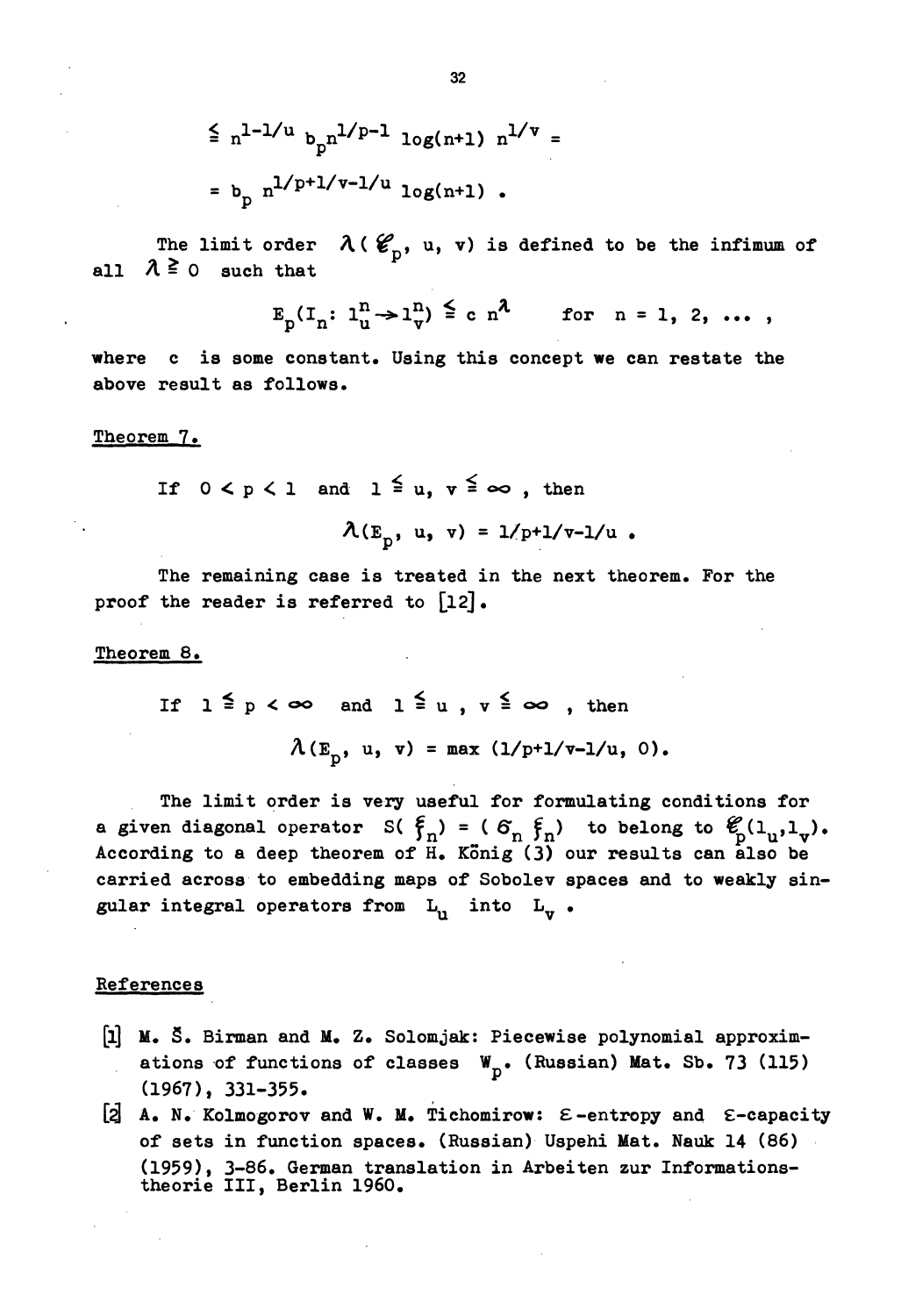$$\leqq n^{1-1/u}\, b_p n^{1/p-1} \log(n+1)\, n^{1/v} =$$

$$= b_p\, n^{1/p+1/v-1/u} \log(n+1)\ .$$

The limit order $\lambda(\mathscr{E}_p, u, v)$ is defined to be the infimum of all $\lambda \geqq 0$ such that

$$E_p(I_n\colon l_u^n \to l_v^n) \leqq c\, n^{\lambda} \qquad \text{for } n = 1, 2, \ldots ,$$

where $c$ is some constant. Using this concept we can restate the above result as follows.

Theorem 7.

If $0 < p < 1$ and $1 \leqq u, v \leqq \infty$ , then

$$\lambda(E_p, u, v) = 1/p+1/v-1/u\ .$$

The remaining case is treated in the next theorem. For the proof the reader is referred to [12].

Theorem 8.

If $1 \leqq p < \infty$ and $1 \leqq u\ , v \leqq \infty$ , then

$$\lambda(E_p, u, v) = \max\,(1/p+1/v-1/u,\ 0).$$

The limit order is very useful for formulating conditions for a given diagonal operator $S(\xi_n) = (\sigma_n \xi_n)$ to belong to $\mathscr{E}_p(l_u, l_v)$. According to a deep theorem of H. König (3) our results can also be carried across to embedding maps of Sobolev spaces and to weakly singular integral operators from $L_u$ into $L_v$ .

References

[1] M. Š. Birman and M. Z. Solomjak: Piecewise polynomial approximations of functions of classes $W_p$. (Russian) Mat. Sb. 73 (115) (1967), 331-355.

[2] A. N. Kolmogorov and W. M. Tichomirow: $\varepsilon$-entropy and $\varepsilon$-capacity of sets in function spaces. (Russian) Uspehi Mat. Nauk 14 (86) (1959), 3-86. German translation in Arbeiten zur Informationstheorie III, Berlin 1960.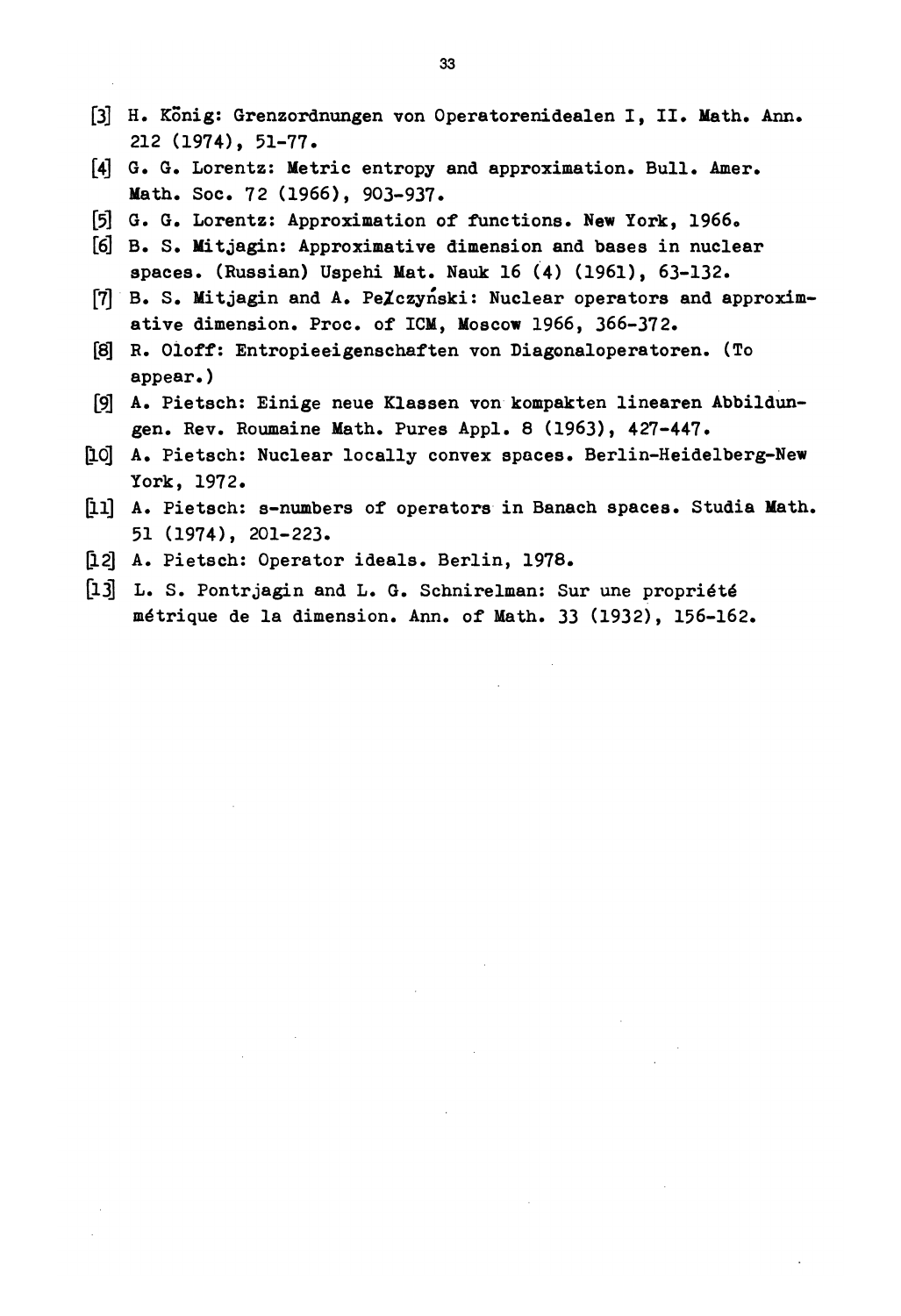[3] H. König: Grenzordnungen von Operatorenidealen I, II. Math. Ann. 212 (1974), 51-77.

[4] G. G. Lorentz: Metric entropy and approximation. Bull. Amer. Math. Soc. 72 (1966), 903-937.

[5] G. G. Lorentz: Approximation of functions. New York, 1966.

[6] B. S. Mitjagin: Approximative dimension and bases in nuclear spaces. (Russian) Uspehi Mat. Nauk 16 (4) (1961), 63-132.

[7] B. S. Mitjagin and A. Pełczyński: Nuclear operators and approximative dimension. Proc. of ICM, Moscow 1966, 366-372.

[8] R. Oloff: Entropieeigenschaften von Diagonaloperatoren. (To appear.)

[9] A. Pietsch: Einige neue Klassen von kompakten linearen Abbildungen. Rev. Roumaine Math. Pures Appl. 8 (1963), 427-447.

[10] A. Pietsch: Nuclear locally convex spaces. Berlin-Heidelberg-New York, 1972.

[11] A. Pietsch: s-numbers of operators in Banach spaces. Studia Math. 51 (1974), 201-223.

[12] A. Pietsch: Operator ideals. Berlin, 1978.

[13] L. S. Pontrjagin and L. G. Schnirelman: Sur une propriété métrique de la dimension. Ann. of Math. 33 (1932), 156-162.